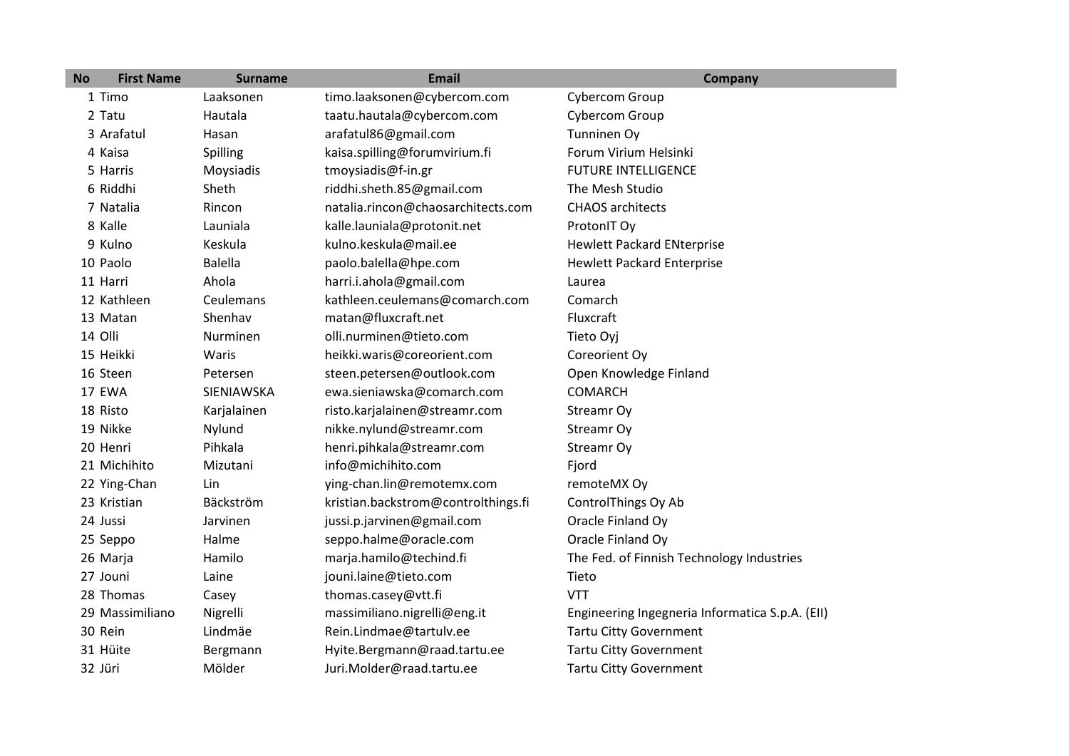| No | First Name | Surname | Email | Company |
|---|---|---|---|---|
| 1 | Timo | Laaksonen | timo.laaksonen@cybercom.com | Cybercom Group |
| 2 | Tatu | Hautala | taatu.hautala@cybercom.com | Cybercom Group |
| 3 | Arafatul | Hasan | arafatul86@gmail.com | Tunninen Oy |
| 4 | Kaisa | Spilling | kaisa.spilling@forumvirium.fi | Forum Virium Helsinki |
| 5 | Harris | Moysiadis | tmoysiadis@f-in.gr | FUTURE INTELLIGENCE |
| 6 | Riddhi | Sheth | riddhi.sheth.85@gmail.com | The Mesh Studio |
| 7 | Natalia | Rincon | natalia.rincon@chaosarchitects.com | CHAOS architects |
| 8 | Kalle | Launiala | kalle.launiala@protonit.net | ProtonIT Oy |
| 9 | Kulno | Keskula | kulno.keskula@mail.ee | Hewlett Packard ENterprise |
| 10 | Paolo | Balella | paolo.balella@hpe.com | Hewlett Packard Enterprise |
| 11 | Harri | Ahola | harri.i.ahola@gmail.com | Laurea |
| 12 | Kathleen | Ceulemans | kathleen.ceulemans@comarch.com | Comarch |
| 13 | Matan | Shenhav | matan@fluxcraft.net | Fluxcraft |
| 14 | Olli | Nurminen | olli.nurminen@tieto.com | Tieto Oyj |
| 15 | Heikki | Waris | heikki.waris@coreorient.com | Coreorient Oy |
| 16 | Steen | Petersen | steen.petersen@outlook.com | Open Knowledge Finland |
| 17 | EWA | SIENIAWSKA | ewa.sieniawska@comarch.com | COMARCH |
| 18 | Risto | Karjalainen | risto.karjalainen@streamr.com | Streamr Oy |
| 19 | Nikke | Nylund | nikke.nylund@streamr.com | Streamr Oy |
| 20 | Henri | Pihkala | henri.pihkala@streamr.com | Streamr Oy |
| 21 | Michihito | Mizutani | info@michihito.com | Fjord |
| 22 | Ying-Chan | Lin | ying-chan.lin@remotemx.com | remoteMX Oy |
| 23 | Kristian | Bäckström | kristian.backstrom@controlthings.fi | ControlThings Oy Ab |
| 24 | Jussi | Jarvinen | jussi.p.jarvinen@gmail.com | Oracle Finland Oy |
| 25 | Seppo | Halme | seppo.halme@oracle.com | Oracle Finland Oy |
| 26 | Marja | Hamilo | marja.hamilo@techind.fi | The Fed. of Finnish Technology Industries |
| 27 | Jouni | Laine | jouni.laine@tieto.com | Tieto |
| 28 | Thomas | Casey | thomas.casey@vtt.fi | VTT |
| 29 | Massimiliano | Nigrelli | massimiliano.nigrelli@eng.it | Engineering Ingegneria Informatica S.p.A. (EII) |
| 30 | Rein | Lindmäe | Rein.Lindmae@tartulv.ee | Tartu Citty Government |
| 31 | Hüite | Bergmann | Hyite.Bergmann@raad.tartu.ee | Tartu Citty Government |
| 32 | Jüri | Mölder | Juri.Molder@raad.tartu.ee | Tartu Citty Government |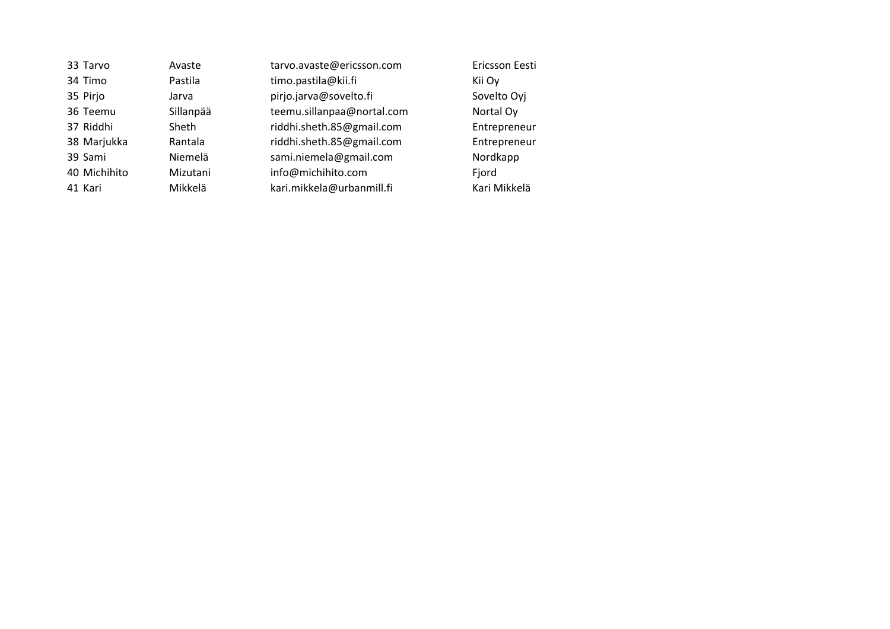| | | | | |
|---|---|---|---|---|
| 33 | Tarvo | Avaste | tarvo.avaste@ericsson.com | Ericsson Eesti |
| 34 | Timo | Pastila | timo.pastila@kii.fi | Kii Oy |
| 35 | Pirjo | Jarva | pirjo.jarva@sovelto.fi | Sovelto Oyj |
| 36 | Teemu | Sillanpää | teemu.sillanpaa@nortal.com | Nortal Oy |
| 37 | Riddhi | Sheth | riddhi.sheth.85@gmail.com | Entrepreneur |
| 38 | Marjukka | Rantala | riddhi.sheth.85@gmail.com | Entrepreneur |
| 39 | Sami | Niemelä | sami.niemela@gmail.com | Nordkapp |
| 40 | Michihito | Mizutani | info@michihito.com | Fjord |
| 41 | Kari | Mikkelä | kari.mikkela@urbanmill.fi | Kari Mikkelä |